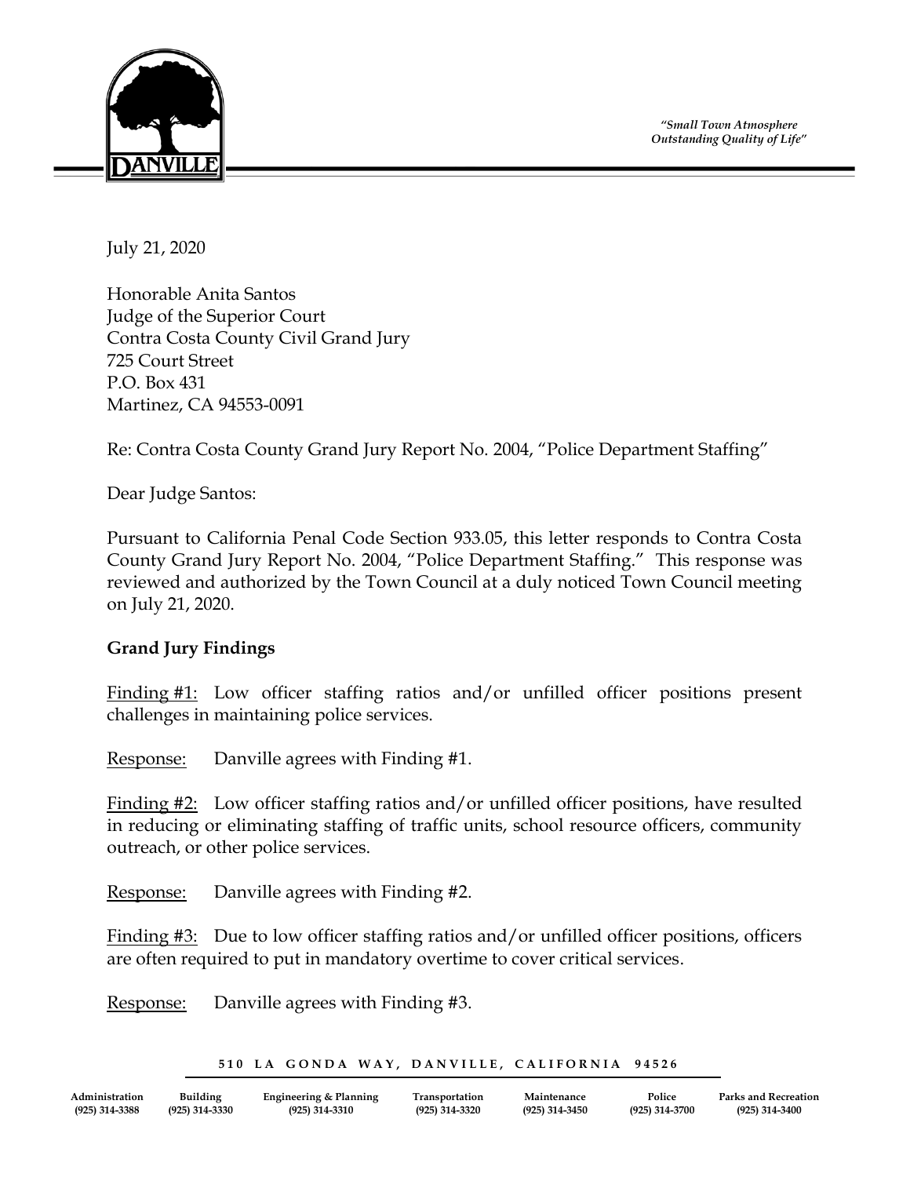*"Small Town Atmosphere*
*Outstanding Quality of Life"*

July 21, 2020

Honorable Anita Santos
Judge of the Superior Court
Contra Costa County Civil Grand Jury
725 Court Street
P.O. Box 431
Martinez, CA 94553-0091

Re: Contra Costa County Grand Jury Report No. 2004, "Police Department Staffing"

Dear Judge Santos:

Pursuant to California Penal Code Section 933.05, this letter responds to Contra Costa County Grand Jury Report No. 2004, "Police Department Staffing." This response was reviewed and authorized by the Town Council at a duly noticed Town Council meeting on July 21, 2020.

**Grand Jury Findings**

Finding #1: Low officer staffing ratios and/or unfilled officer positions present challenges in maintaining police services.

Response: Danville agrees with Finding #1.

Finding #2: Low officer staffing ratios and/or unfilled officer positions, have resulted in reducing or eliminating staffing of traffic units, school resource officers, community outreach, or other police services.

Response: Danville agrees with Finding #2.

Finding #3: Due to low officer staffing ratios and/or unfilled officer positions, officers are often required to put in mandatory overtime to cover critical services.

Response: Danville agrees with Finding #3.

510 LA GONDA WAY, DANVILLE, CALIFORNIA 94526

| Administration | Building | Engineering & Planning | Transportation | Maintenance | Police | Parks and Recreation |
|---|---|---|---|---|---|---|
| (925) 314-3388 | (925) 314-3330 | (925) 314-3310 | (925) 314-3320 | (925) 314-3450 | (925) 314-3700 | (925) 314-3400 |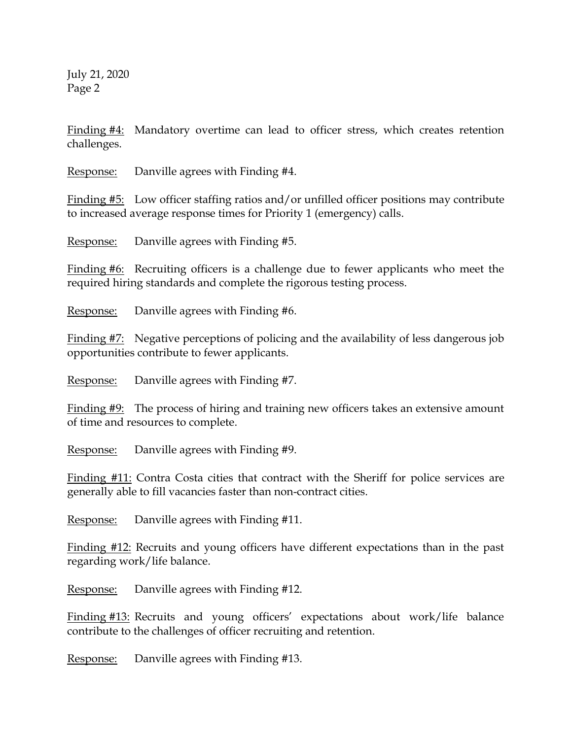Finding #4: Mandatory overtime can lead to officer stress, which creates retention challenges.

Response: Danville agrees with Finding #4.

Finding #5: Low officer staffing ratios and/or unfilled officer positions may contribute to increased average response times for Priority 1 (emergency) calls.

Response: Danville agrees with Finding #5.

Finding #6: Recruiting officers is a challenge due to fewer applicants who meet the required hiring standards and complete the rigorous testing process.

Response: Danville agrees with Finding #6.

Finding #7: Negative perceptions of policing and the availability of less dangerous job opportunities contribute to fewer applicants.

Response: Danville agrees with Finding #7.

Finding #9: The process of hiring and training new officers takes an extensive amount of time and resources to complete.

Response: Danville agrees with Finding #9.

Finding #11: Contra Costa cities that contract with the Sheriff for police services are generally able to fill vacancies faster than non-contract cities.

Response: Danville agrees with Finding #11.

Finding #12: Recruits and young officers have different expectations than in the past regarding work/life balance.

Response: Danville agrees with Finding #12.

Finding #13: Recruits and young officers' expectations about work/life balance contribute to the challenges of officer recruiting and retention.

Response: Danville agrees with Finding #13.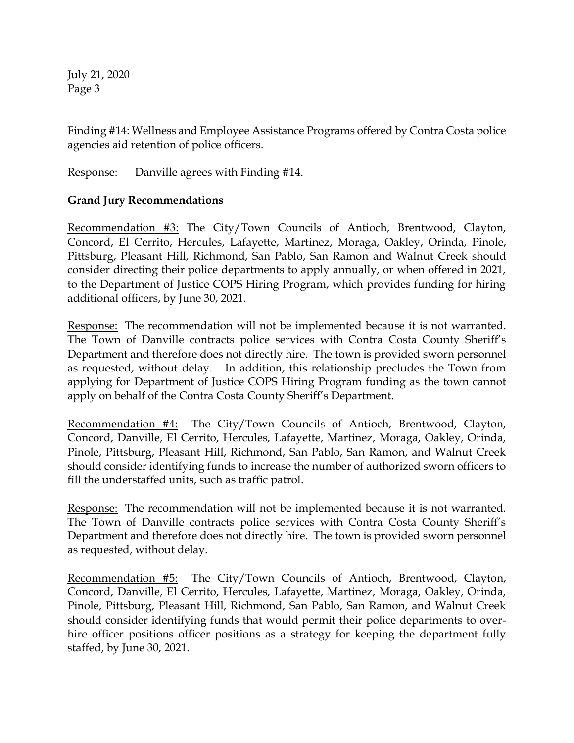Finding #14: Wellness and Employee Assistance Programs offered by Contra Costa police agencies aid retention of police officers.

Response: Danville agrees with Finding #14.

**Grand Jury Recommendations**

Recommendation #3: The City/Town Councils of Antioch, Brentwood, Clayton, Concord, El Cerrito, Hercules, Lafayette, Martinez, Moraga, Oakley, Orinda, Pinole, Pittsburg, Pleasant Hill, Richmond, San Pablo, San Ramon and Walnut Creek should consider directing their police departments to apply annually, or when offered in 2021, to the Department of Justice COPS Hiring Program, which provides funding for hiring additional officers, by June 30, 2021.

Response: The recommendation will not be implemented because it is not warranted. The Town of Danville contracts police services with Contra Costa County Sheriff's Department and therefore does not directly hire. The town is provided sworn personnel as requested, without delay. In addition, this relationship precludes the Town from applying for Department of Justice COPS Hiring Program funding as the town cannot apply on behalf of the Contra Costa County Sheriff's Department.

Recommendation #4: The City/Town Councils of Antioch, Brentwood, Clayton, Concord, Danville, El Cerrito, Hercules, Lafayette, Martinez, Moraga, Oakley, Orinda, Pinole, Pittsburg, Pleasant Hill, Richmond, San Pablo, San Ramon, and Walnut Creek should consider identifying funds to increase the number of authorized sworn officers to fill the understaffed units, such as traffic patrol.

Response: The recommendation will not be implemented because it is not warranted. The Town of Danville contracts police services with Contra Costa County Sheriff's Department and therefore does not directly hire. The town is provided sworn personnel as requested, without delay.

Recommendation #5: The City/Town Councils of Antioch, Brentwood, Clayton, Concord, Danville, El Cerrito, Hercules, Lafayette, Martinez, Moraga, Oakley, Orinda, Pinole, Pittsburg, Pleasant Hill, Richmond, San Pablo, San Ramon, and Walnut Creek should consider identifying funds that would permit their police departments to over-hire officer positions officer positions as a strategy for keeping the department fully staffed, by June 30, 2021.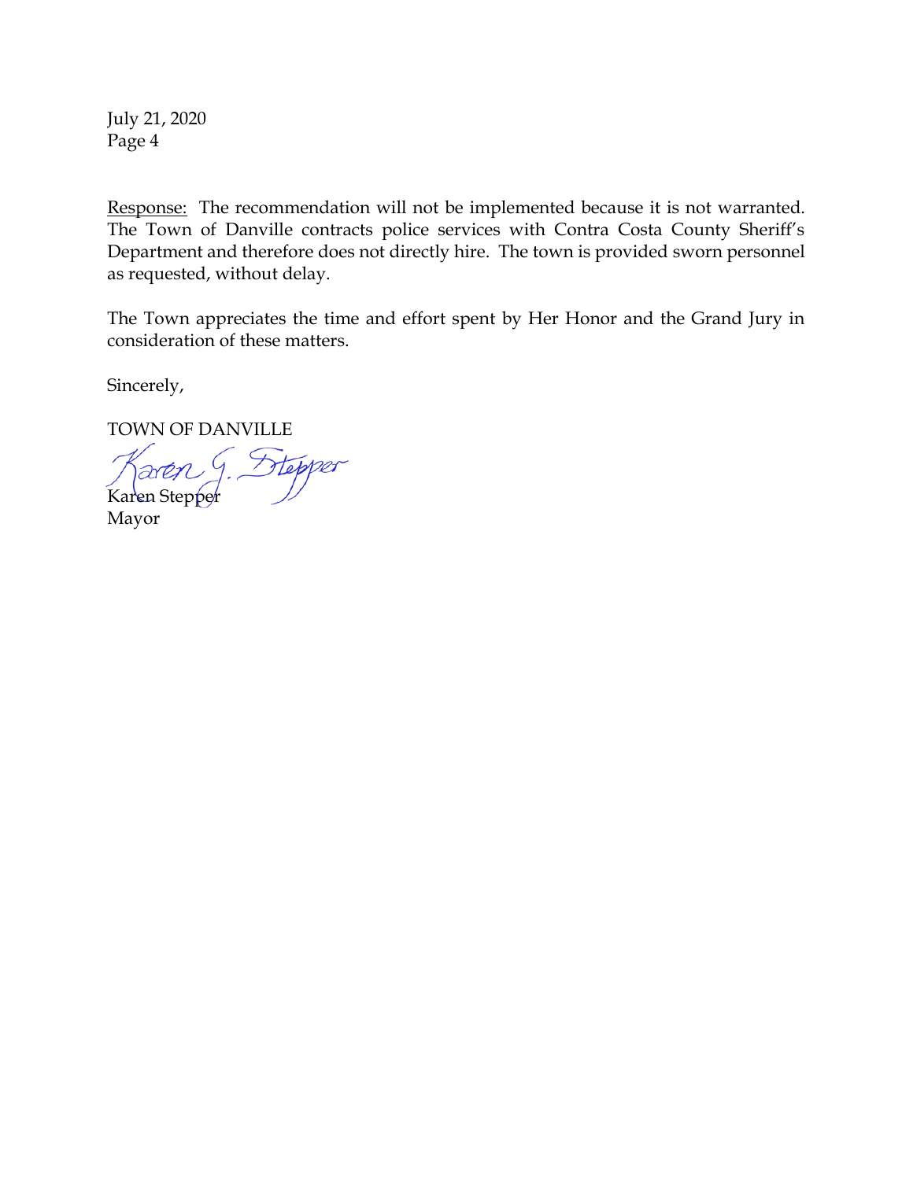Response: The recommendation will not be implemented because it is not warranted. The Town of Danville contracts police services with Contra Costa County Sheriff's Department and therefore does not directly hire. The town is provided sworn personnel as requested, without delay.

The Town appreciates the time and effort spent by Her Honor and the Grand Jury in consideration of these matters.

Sincerely,

TOWN OF DANVILLE

Karen G. Stepper

Karen Stepper
Mayor